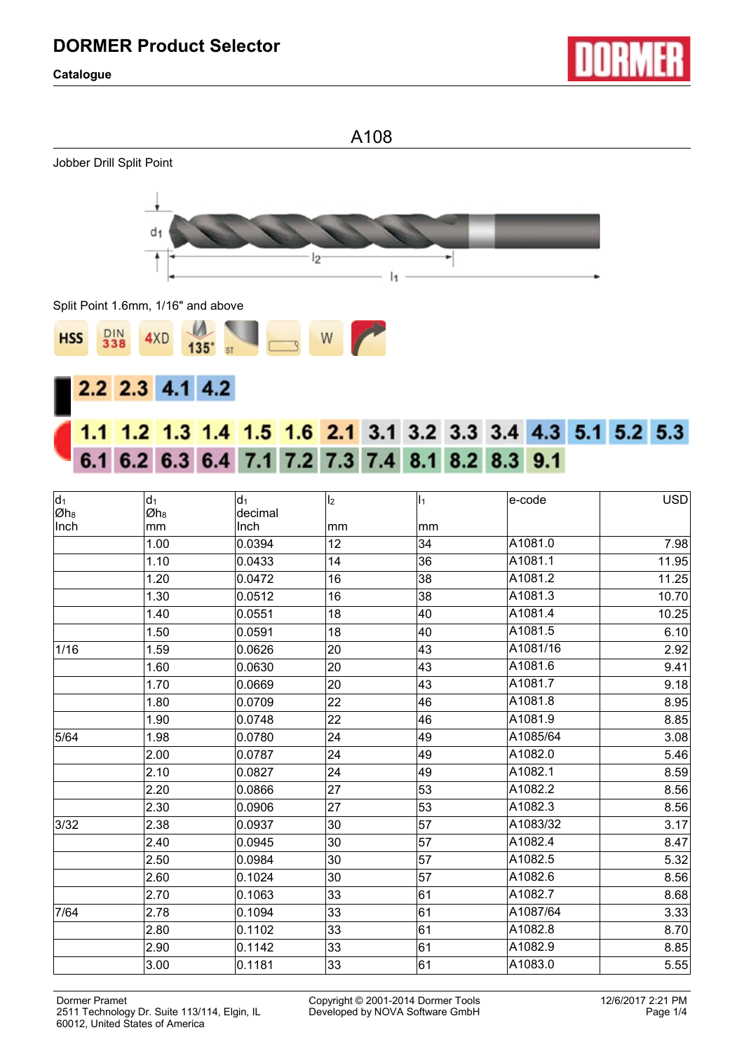# DORMER Product Selector

**Catalogue**

## A108

Jobber Drill Split Point

Split Point 1.6mm, 1/16" and above

HSS | DIN 338 | 4XD | 135° | ST | W

2.2 2.3 4.1 4.2

1.1 1.2 1.3 1.4 1.5 1.6 2.1 3.1 3.2 3.3 3.4 4.3 5.1 5.2 5.3
6.1 6.2 6.3 6.4 7.1 7.2 7.3 7.4 8.1 8.2 8.3 9.1

| $d_1$ Øh8 Inch | $d_1$ Øh8 mm | $d_1$ decimal Inch | $l_2$ mm | $l_1$ mm | e-code | USD |
|---|---|---|---|---|---|---|
| | 1.00 | 0.0394 | 12 | 34 | A1081.0 | 7.98 |
| | 1.10 | 0.0433 | 14 | 36 | A1081.1 | 11.95 |
| | 1.20 | 0.0472 | 16 | 38 | A1081.2 | 11.25 |
| | 1.30 | 0.0512 | 16 | 38 | A1081.3 | 10.70 |
| | 1.40 | 0.0551 | 18 | 40 | A1081.4 | 10.25 |
| | 1.50 | 0.0591 | 18 | 40 | A1081.5 | 6.10 |
| 1/16 | 1.59 | 0.0626 | 20 | 43 | A1081/16 | 2.92 |
| | 1.60 | 0.0630 | 20 | 43 | A1081.6 | 9.41 |
| | 1.70 | 0.0669 | 20 | 43 | A1081.7 | 9.18 |
| | 1.80 | 0.0709 | 22 | 46 | A1081.8 | 8.95 |
| | 1.90 | 0.0748 | 22 | 46 | A1081.9 | 8.85 |
| 5/64 | 1.98 | 0.0780 | 24 | 49 | A1085/64 | 3.08 |
| | 2.00 | 0.0787 | 24 | 49 | A1082.0 | 5.46 |
| | 2.10 | 0.0827 | 24 | 49 | A1082.1 | 8.59 |
| | 2.20 | 0.0866 | 27 | 53 | A1082.2 | 8.56 |
| | 2.30 | 0.0906 | 27 | 53 | A1082.3 | 8.56 |
| 3/32 | 2.38 | 0.0937 | 30 | 57 | A1083/32 | 3.17 |
| | 2.40 | 0.0945 | 30 | 57 | A1082.4 | 8.47 |
| | 2.50 | 0.0984 | 30 | 57 | A1082.5 | 5.32 |
| | 2.60 | 0.1024 | 30 | 57 | A1082.6 | 8.56 |
| | 2.70 | 0.1063 | 33 | 61 | A1082.7 | 8.68 |
| 7/64 | 2.78 | 0.1094 | 33 | 61 | A1087/64 | 3.33 |
| | 2.80 | 0.1102 | 33 | 61 | A1082.8 | 8.70 |
| | 2.90 | 0.1142 | 33 | 61 | A1082.9 | 8.85 |
| | 3.00 | 0.1181 | 33 | 61 | A1083.0 | 5.55 |

Dormer Pramet
2511 Technology Dr. Suite 113/114, Elgin, IL
60012, United States of America

Copyright © 2001-2014 Dormer Tools
Developed by NOVA Software GmbH

12/6/2017 2:21 PM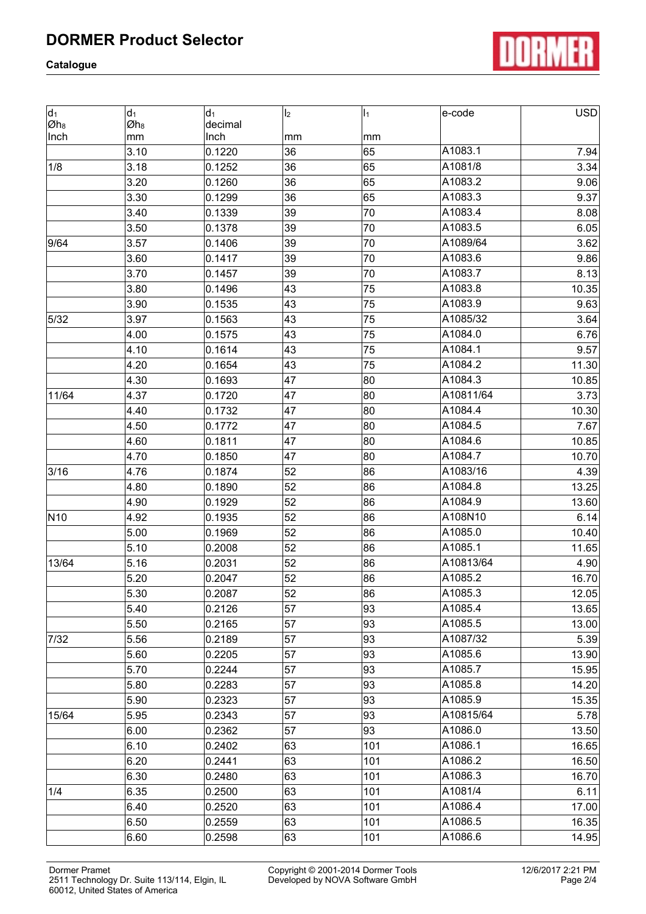| $d_1$ $Øh_8$ Inch | $d_1$ $Øh_8$ mm | $d_1$ decimal Inch | $l_2$ mm | $l_1$ mm | e-code | USD |
|---|---|---|---|---|---|---|
| | 3.10 | 0.1220 | 36 | 65 | A1083.1 | 7.94 |
| 1/8 | 3.18 | 0.1252 | 36 | 65 | A1081/8 | 3.34 |
| | 3.20 | 0.1260 | 36 | 65 | A1083.2 | 9.06 |
| | 3.30 | 0.1299 | 36 | 65 | A1083.3 | 9.37 |
| | 3.40 | 0.1339 | 39 | 70 | A1083.4 | 8.08 |
| | 3.50 | 0.1378 | 39 | 70 | A1083.5 | 6.05 |
| 9/64 | 3.57 | 0.1406 | 39 | 70 | A1089/64 | 3.62 |
| | 3.60 | 0.1417 | 39 | 70 | A1083.6 | 9.86 |
| | 3.70 | 0.1457 | 39 | 70 | A1083.7 | 8.13 |
| | 3.80 | 0.1496 | 43 | 75 | A1083.8 | 10.35 |
| | 3.90 | 0.1535 | 43 | 75 | A1083.9 | 9.63 |
| 5/32 | 3.97 | 0.1563 | 43 | 75 | A1085/32 | 3.64 |
| | 4.00 | 0.1575 | 43 | 75 | A1084.0 | 6.76 |
| | 4.10 | 0.1614 | 43 | 75 | A1084.1 | 9.57 |
| | 4.20 | 0.1654 | 43 | 75 | A1084.2 | 11.30 |
| | 4.30 | 0.1693 | 47 | 80 | A1084.3 | 10.85 |
| 11/64 | 4.37 | 0.1720 | 47 | 80 | A10811/64 | 3.73 |
| | 4.40 | 0.1732 | 47 | 80 | A1084.4 | 10.30 |
| | 4.50 | 0.1772 | 47 | 80 | A1084.5 | 7.67 |
| | 4.60 | 0.1811 | 47 | 80 | A1084.6 | 10.85 |
| | 4.70 | 0.1850 | 47 | 80 | A1084.7 | 10.70 |
| 3/16 | 4.76 | 0.1874 | 52 | 86 | A1083/16 | 4.39 |
| | 4.80 | 0.1890 | 52 | 86 | A1084.8 | 13.25 |
| | 4.90 | 0.1929 | 52 | 86 | A1084.9 | 13.60 |
| N10 | 4.92 | 0.1935 | 52 | 86 | A108N10 | 6.14 |
| | 5.00 | 0.1969 | 52 | 86 | A1085.0 | 10.40 |
| | 5.10 | 0.2008 | 52 | 86 | A1085.1 | 11.65 |
| 13/64 | 5.16 | 0.2031 | 52 | 86 | A10813/64 | 4.90 |
| | 5.20 | 0.2047 | 52 | 86 | A1085.2 | 16.70 |
| | 5.30 | 0.2087 | 52 | 86 | A1085.3 | 12.05 |
| | 5.40 | 0.2126 | 57 | 93 | A1085.4 | 13.65 |
| | 5.50 | 0.2165 | 57 | 93 | A1085.5 | 13.00 |
| 7/32 | 5.56 | 0.2189 | 57 | 93 | A1087/32 | 5.39 |
| | 5.60 | 0.2205 | 57 | 93 | A1085.6 | 13.90 |
| | 5.70 | 0.2244 | 57 | 93 | A1085.7 | 15.95 |
| | 5.80 | 0.2283 | 57 | 93 | A1085.8 | 14.20 |
| | 5.90 | 0.2323 | 57 | 93 | A1085.9 | 15.35 |
| 15/64 | 5.95 | 0.2343 | 57 | 93 | A10815/64 | 5.78 |
| | 6.00 | 0.2362 | 57 | 93 | A1086.0 | 13.50 |
| | 6.10 | 0.2402 | 63 | 101 | A1086.1 | 16.65 |
| | 6.20 | 0.2441 | 63 | 101 | A1086.2 | 16.50 |
| | 6.30 | 0.2480 | 63 | 101 | A1086.3 | 16.70 |
| 1/4 | 6.35 | 0.2500 | 63 | 101 | A1081/4 | 6.11 |
| | 6.40 | 0.2520 | 63 | 101 | A1086.4 | 17.00 |
| | 6.50 | 0.2559 | 63 | 101 | A1086.5 | 16.35 |
| | 6.60 | 0.2598 | 63 | 101 | A1086.6 | 14.95 |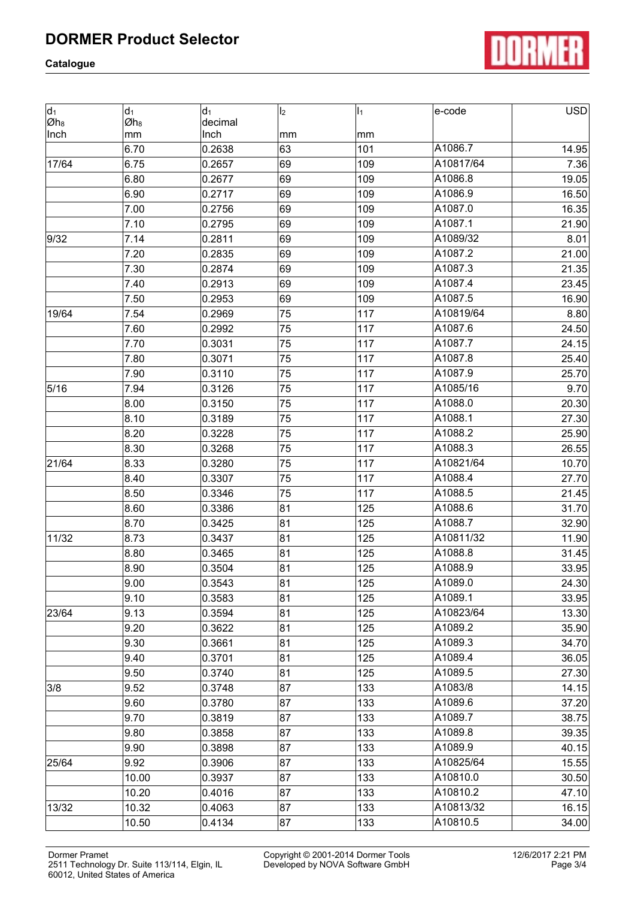| $d_1$ $Øh_8$ Inch | $d_1$ $Øh_8$ mm | $d_1$ decimal Inch | $l_2$ mm | $l_1$ mm | e-code | USD |
|---|---|---|---|---|---|---|
| | 6.70 | 0.2638 | 63 | 101 | A1086.7 | 14.95 |
| 17/64 | 6.75 | 0.2657 | 69 | 109 | A10817/64 | 7.36 |
| | 6.80 | 0.2677 | 69 | 109 | A1086.8 | 19.05 |
| | 6.90 | 0.2717 | 69 | 109 | A1086.9 | 16.50 |
| | 7.00 | 0.2756 | 69 | 109 | A1087.0 | 16.35 |
| | 7.10 | 0.2795 | 69 | 109 | A1087.1 | 21.90 |
| 9/32 | 7.14 | 0.2811 | 69 | 109 | A1089/32 | 8.01 |
| | 7.20 | 0.2835 | 69 | 109 | A1087.2 | 21.00 |
| | 7.30 | 0.2874 | 69 | 109 | A1087.3 | 21.35 |
| | 7.40 | 0.2913 | 69 | 109 | A1087.4 | 23.45 |
| | 7.50 | 0.2953 | 69 | 109 | A1087.5 | 16.90 |
| 19/64 | 7.54 | 0.2969 | 75 | 117 | A10819/64 | 8.80 |
| | 7.60 | 0.2992 | 75 | 117 | A1087.6 | 24.50 |
| | 7.70 | 0.3031 | 75 | 117 | A1087.7 | 24.15 |
| | 7.80 | 0.3071 | 75 | 117 | A1087.8 | 25.40 |
| | 7.90 | 0.3110 | 75 | 117 | A1087.9 | 25.70 |
| 5/16 | 7.94 | 0.3126 | 75 | 117 | A1085/16 | 9.70 |
| | 8.00 | 0.3150 | 75 | 117 | A1088.0 | 20.30 |
| | 8.10 | 0.3189 | 75 | 117 | A1088.1 | 27.30 |
| | 8.20 | 0.3228 | 75 | 117 | A1088.2 | 25.90 |
| | 8.30 | 0.3268 | 75 | 117 | A1088.3 | 26.55 |
| 21/64 | 8.33 | 0.3280 | 75 | 117 | A10821/64 | 10.70 |
| | 8.40 | 0.3307 | 75 | 117 | A1088.4 | 27.70 |
| | 8.50 | 0.3346 | 75 | 117 | A1088.5 | 21.45 |
| | 8.60 | 0.3386 | 81 | 125 | A1088.6 | 31.70 |
| | 8.70 | 0.3425 | 81 | 125 | A1088.7 | 32.90 |
| 11/32 | 8.73 | 0.3437 | 81 | 125 | A10811/32 | 11.90 |
| | 8.80 | 0.3465 | 81 | 125 | A1088.8 | 31.45 |
| | 8.90 | 0.3504 | 81 | 125 | A1088.9 | 33.95 |
| | 9.00 | 0.3543 | 81 | 125 | A1089.0 | 24.30 |
| | 9.10 | 0.3583 | 81 | 125 | A1089.1 | 33.95 |
| 23/64 | 9.13 | 0.3594 | 81 | 125 | A10823/64 | 13.30 |
| | 9.20 | 0.3622 | 81 | 125 | A1089.2 | 35.90 |
| | 9.30 | 0.3661 | 81 | 125 | A1089.3 | 34.70 |
| | 9.40 | 0.3701 | 81 | 125 | A1089.4 | 36.05 |
| | 9.50 | 0.3740 | 81 | 125 | A1089.5 | 27.30 |
| 3/8 | 9.52 | 0.3748 | 87 | 133 | A1083/8 | 14.15 |
| | 9.60 | 0.3780 | 87 | 133 | A1089.6 | 37.20 |
| | 9.70 | 0.3819 | 87 | 133 | A1089.7 | 38.75 |
| | 9.80 | 0.3858 | 87 | 133 | A1089.8 | 39.35 |
| | 9.90 | 0.3898 | 87 | 133 | A1089.9 | 40.15 |
| 25/64 | 9.92 | 0.3906 | 87 | 133 | A10825/64 | 15.55 |
| | 10.00 | 0.3937 | 87 | 133 | A10810.0 | 30.50 |
| | 10.20 | 0.4016 | 87 | 133 | A10810.2 | 47.10 |
| 13/32 | 10.32 | 0.4063 | 87 | 133 | A10813/32 | 16.15 |
| | 10.50 | 0.4134 | 87 | 133 | A10810.5 | 34.00 |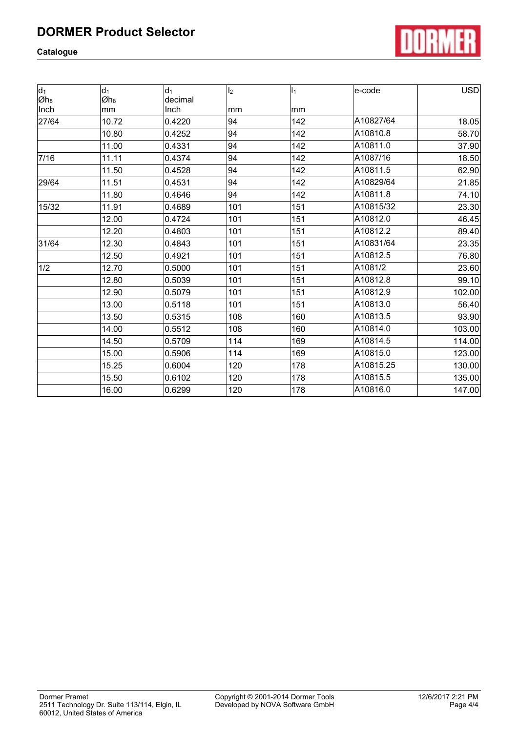# DORMER Product Selector

**Catalogue**

| $d_1$ Øh8 Inch | $d_1$ Øh8 mm | $d_1$ decimal Inch | $l_2$ mm | $l_1$ mm | e-code | USD |
|---|---|---|---|---|---|---|
| 27/64 | 10.72 | 0.4220 | 94 | 142 | A10827/64 | 18.05 |
| | 10.80 | 0.4252 | 94 | 142 | A10810.8 | 58.70 |
| | 11.00 | 0.4331 | 94 | 142 | A10811.0 | 37.90 |
| 7/16 | 11.11 | 0.4374 | 94 | 142 | A1087/16 | 18.50 |
| | 11.50 | 0.4528 | 94 | 142 | A10811.5 | 62.90 |
| 29/64 | 11.51 | 0.4531 | 94 | 142 | A10829/64 | 21.85 |
| | 11.80 | 0.4646 | 94 | 142 | A10811.8 | 74.10 |
| 15/32 | 11.91 | 0.4689 | 101 | 151 | A10815/32 | 23.30 |
| | 12.00 | 0.4724 | 101 | 151 | A10812.0 | 46.45 |
| | 12.20 | 0.4803 | 101 | 151 | A10812.2 | 89.40 |
| 31/64 | 12.30 | 0.4843 | 101 | 151 | A10831/64 | 23.35 |
| | 12.50 | 0.4921 | 101 | 151 | A10812.5 | 76.80 |
| 1/2 | 12.70 | 0.5000 | 101 | 151 | A1081/2 | 23.60 |
| | 12.80 | 0.5039 | 101 | 151 | A10812.8 | 99.10 |
| | 12.90 | 0.5079 | 101 | 151 | A10812.9 | 102.00 |
| | 13.00 | 0.5118 | 101 | 151 | A10813.0 | 56.40 |
| | 13.50 | 0.5315 | 108 | 160 | A10813.5 | 93.90 |
| | 14.00 | 0.5512 | 108 | 160 | A10814.0 | 103.00 |
| | 14.50 | 0.5709 | 114 | 169 | A10814.5 | 114.00 |
| | 15.00 | 0.5906 | 114 | 169 | A10815.0 | 123.00 |
| | 15.25 | 0.6004 | 120 | 178 | A10815.25 | 130.00 |
| | 15.50 | 0.6102 | 120 | 178 | A10815.5 | 135.00 |
| | 16.00 | 0.6299 | 120 | 178 | A10816.0 | 147.00 |

Dormer Pramet
2511 Technology Dr. Suite 113/114, Elgin, IL
60012, United States of America

Copyright © 2001-2014 Dormer Tools
Developed by NOVA Software GmbH

12/6/2017 2:21 PM